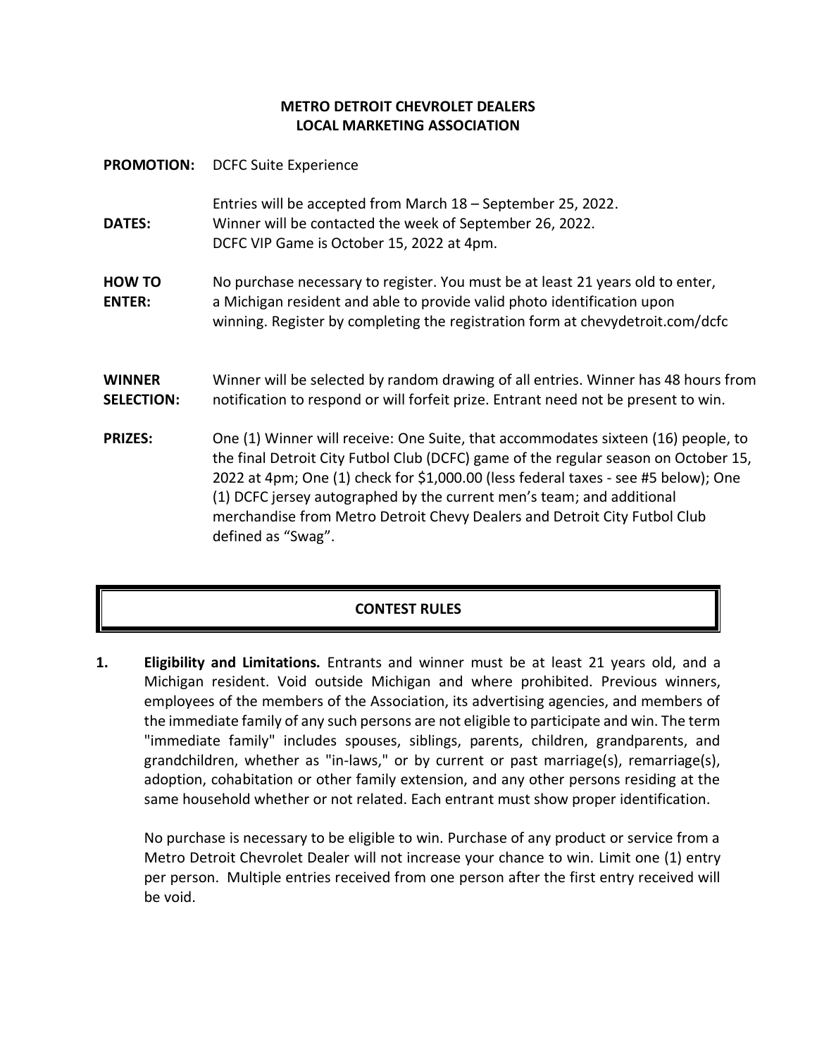**METRO DETROIT CHEVROLET DEALERS**
**LOCAL MARKETING ASSOCIATION**

**PROMOTION:** DCFC Suite Experience

**DATES:** Entries will be accepted from March 18 – September 25, 2022. Winner will be contacted the week of September 26, 2022. DCFC VIP Game is October 15, 2022 at 4pm.

**HOW TO ENTER:** No purchase necessary to register. You must be at least 21 years old to enter, a Michigan resident and able to provide valid photo identification upon winning. Register by completing the registration form at chevydetroit.com/dcfc

**WINNER SELECTION:** Winner will be selected by random drawing of all entries. Winner has 48 hours from notification to respond or will forfeit prize. Entrant need not be present to win.

**PRIZES:** One (1) Winner will receive: One Suite, that accommodates sixteen (16) people, to the final Detroit City Futbol Club (DCFC) game of the regular season on October 15, 2022 at 4pm; One (1) check for $1,000.00 (less federal taxes - see #5 below); One (1) DCFC jersey autographed by the current men's team; and additional merchandise from Metro Detroit Chevy Dealers and Detroit City Futbol Club defined as "Swag".

## CONTEST RULES

**1. Eligibility and Limitations.** Entrants and winner must be at least 21 years old, and a Michigan resident. Void outside Michigan and where prohibited. Previous winners, employees of the members of the Association, its advertising agencies, and members of the immediate family of any such persons are not eligible to participate and win. The term "immediate family" includes spouses, siblings, parents, children, grandparents, and grandchildren, whether as "in-laws," or by current or past marriage(s), remarriage(s), adoption, cohabitation or other family extension, and any other persons residing at the same household whether or not related. Each entrant must show proper identification.

No purchase is necessary to be eligible to win. Purchase of any product or service from a Metro Detroit Chevrolet Dealer will not increase your chance to win. Limit one (1) entry per person. Multiple entries received from one person after the first entry received will be void.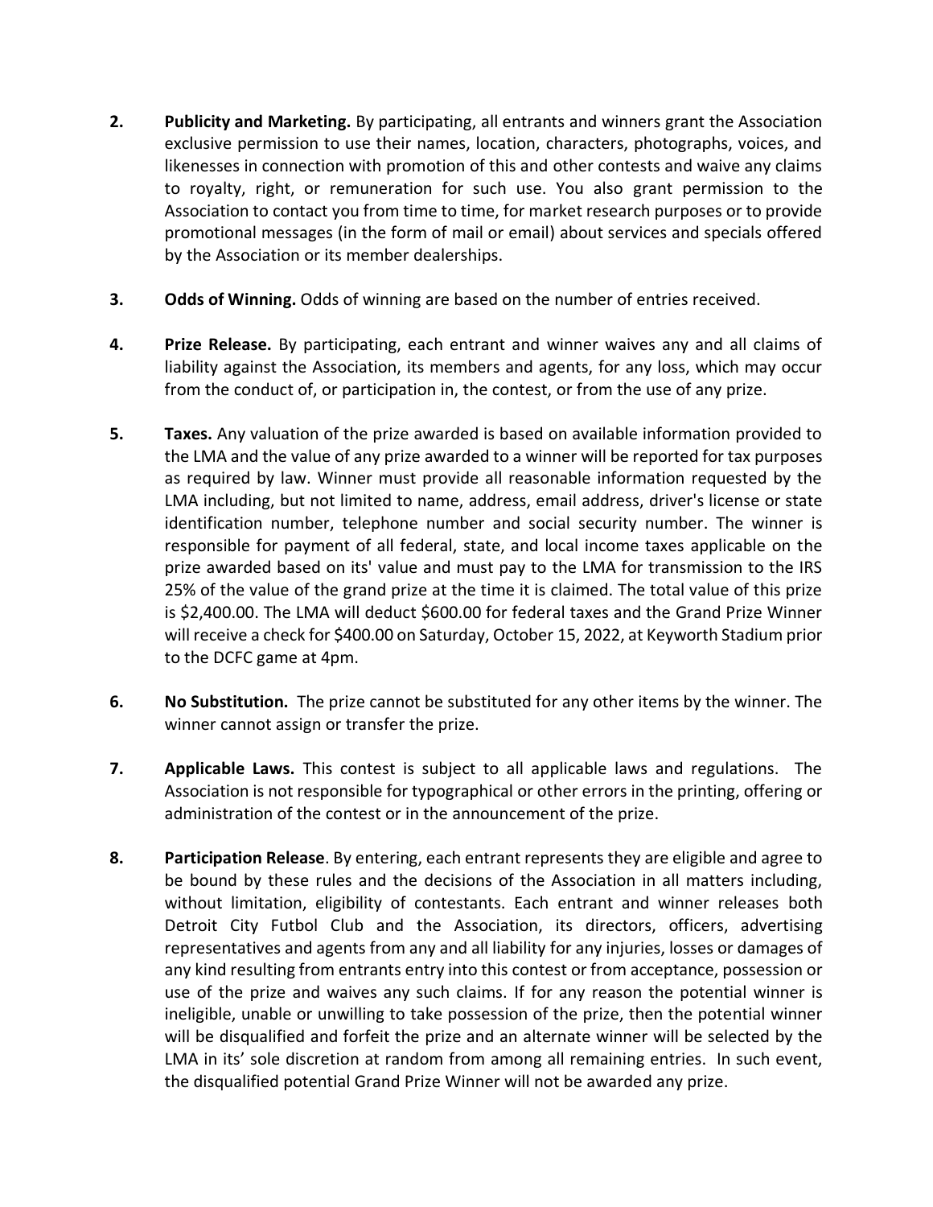2. **Publicity and Marketing.** By participating, all entrants and winners grant the Association exclusive permission to use their names, location, characters, photographs, voices, and likenesses in connection with promotion of this and other contests and waive any claims to royalty, right, or remuneration for such use. You also grant permission to the Association to contact you from time to time, for market research purposes or to provide promotional messages (in the form of mail or email) about services and specials offered by the Association or its member dealerships.

3. **Odds of Winning.** Odds of winning are based on the number of entries received.

4. **Prize Release.** By participating, each entrant and winner waives any and all claims of liability against the Association, its members and agents, for any loss, which may occur from the conduct of, or participation in, the contest, or from the use of any prize.

5. **Taxes.** Any valuation of the prize awarded is based on available information provided to the LMA and the value of any prize awarded to a winner will be reported for tax purposes as required by law. Winner must provide all reasonable information requested by the LMA including, but not limited to name, address, email address, driver's license or state identification number, telephone number and social security number. The winner is responsible for payment of all federal, state, and local income taxes applicable on the prize awarded based on its' value and must pay to the LMA for transmission to the IRS 25% of the value of the grand prize at the time it is claimed. The total value of this prize is $2,400.00. The LMA will deduct $600.00 for federal taxes and the Grand Prize Winner will receive a check for $400.00 on Saturday, October 15, 2022, at Keyworth Stadium prior to the DCFC game at 4pm.

6. **No Substitution.** The prize cannot be substituted for any other items by the winner. The winner cannot assign or transfer the prize.

7. **Applicable Laws.** This contest is subject to all applicable laws and regulations. The Association is not responsible for typographical or other errors in the printing, offering or administration of the contest or in the announcement of the prize.

8. **Participation Release**. By entering, each entrant represents they are eligible and agree to be bound by these rules and the decisions of the Association in all matters including, without limitation, eligibility of contestants. Each entrant and winner releases both Detroit City Futbol Club and the Association, its directors, officers, advertising representatives and agents from any and all liability for any injuries, losses or damages of any kind resulting from entrants entry into this contest or from acceptance, possession or use of the prize and waives any such claims. If for any reason the potential winner is ineligible, unable or unwilling to take possession of the prize, then the potential winner will be disqualified and forfeit the prize and an alternate winner will be selected by the LMA in its' sole discretion at random from among all remaining entries. In such event, the disqualified potential Grand Prize Winner will not be awarded any prize.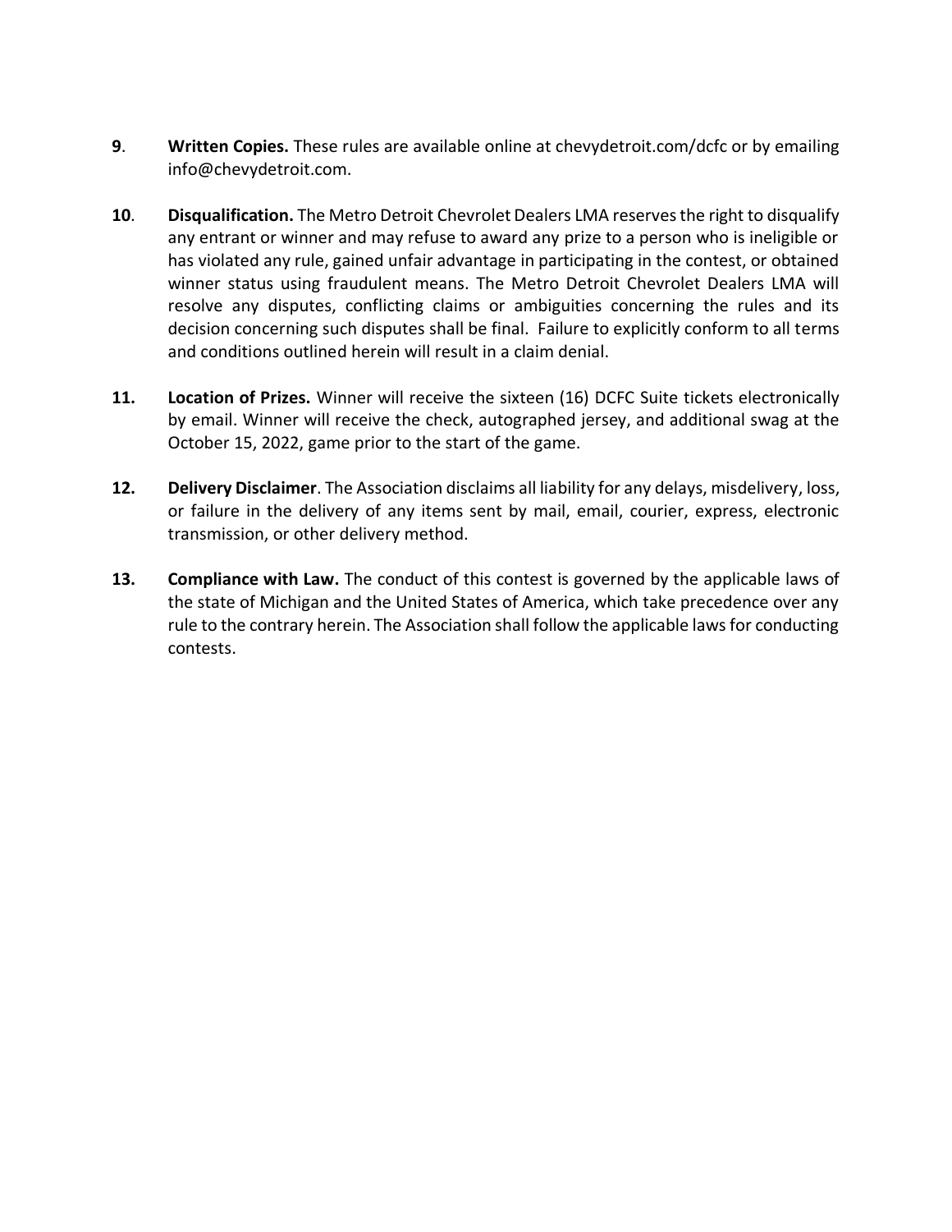**9**. **Written Copies.** These rules are available online at chevydetroit.com/dcfc or by emailing info@chevydetroit.com.

**10**. **Disqualification.** The Metro Detroit Chevrolet Dealers LMA reserves the right to disqualify any entrant or winner and may refuse to award any prize to a person who is ineligible or has violated any rule, gained unfair advantage in participating in the contest, or obtained winner status using fraudulent means. The Metro Detroit Chevrolet Dealers LMA will resolve any disputes, conflicting claims or ambiguities concerning the rules and its decision concerning such disputes shall be final. Failure to explicitly conform to all terms and conditions outlined herein will result in a claim denial.

**11.** **Location of Prizes.** Winner will receive the sixteen (16) DCFC Suite tickets electronically by email. Winner will receive the check, autographed jersey, and additional swag at the October 15, 2022, game prior to the start of the game.

**12.** **Delivery Disclaimer**. The Association disclaims all liability for any delays, misdelivery, loss, or failure in the delivery of any items sent by mail, email, courier, express, electronic transmission, or other delivery method.

**13.** **Compliance with Law.** The conduct of this contest is governed by the applicable laws of the state of Michigan and the United States of America, which take precedence over any rule to the contrary herein. The Association shall follow the applicable laws for conducting contests.